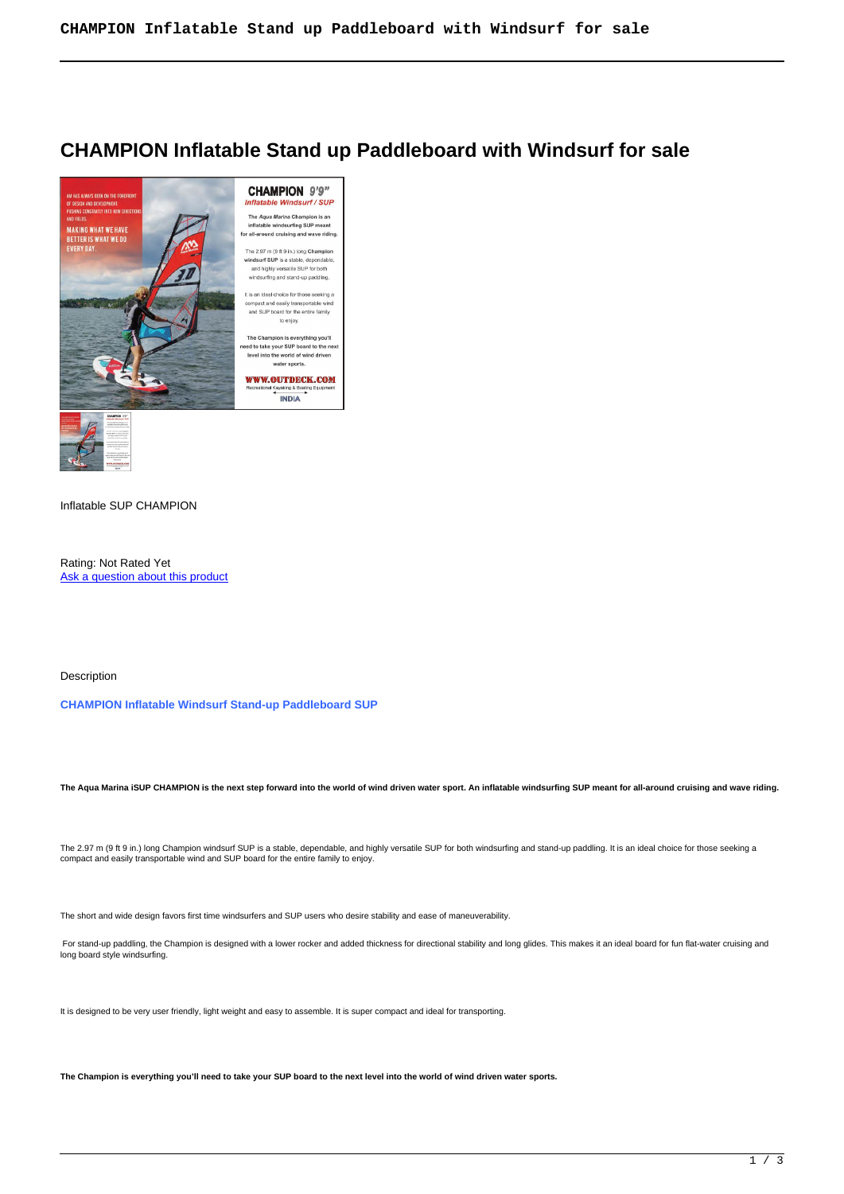# CHAMPION Inflatable Stand up Paddleboard with Windsurf for sale

Inflatable SUP CHAMPION

Rating: Not Rated Yet
[Ask a question about this product]()

Description

**CHAMPION Inflatable Windsurf Stand-up Paddleboard SUP**

**The Aqua Marina iSUP CHAMPION is the next step forward into the world of wind driven water sport. An inflatable windsurfing SUP meant for all-around cruising and wave riding.**

The 2.97 m (9 ft 9 in.) long Champion windsurf SUP is a stable, dependable, and highly versatile SUP for both windsurfing and stand-up paddling. It is an ideal choice for those seeking a compact and easily transportable wind and SUP board for the entire family to enjoy.

The short and wide design favors first time windsurfers and SUP users who desire stability and ease of maneuverability.

For stand-up paddling, the Champion is designed with a lower rocker and added thickness for directional stability and long glides. This makes it an ideal board for fun flat-water cruising and long board style windsurfing.

It is designed to be very user friendly, light weight and easy to assemble. It is super compact and ideal for transporting.

**The Champion is everything you'll need to take your SUP board to the next level into the world of wind driven water sports.**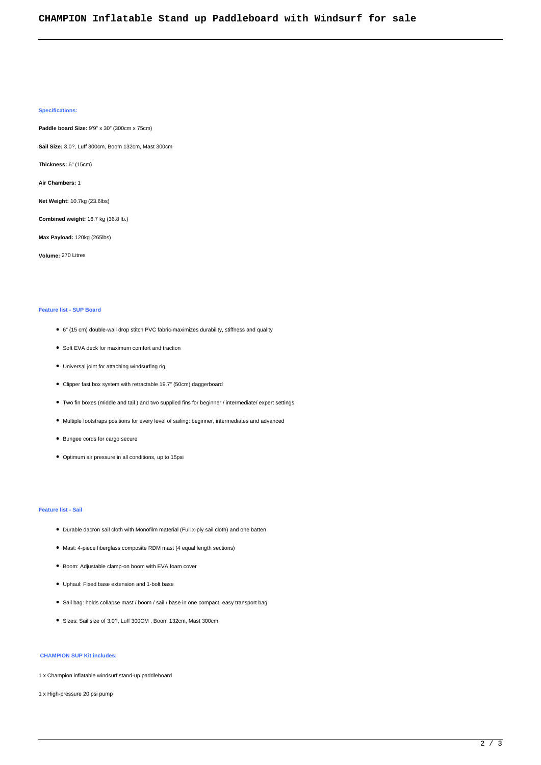# CHAMPION Inflatable Stand up Paddleboard with Windsurf for sale

**Specifications:**

**Paddle board Size:** 9'9" x 30" (300cm x 75cm)

**Sail Size:** 3.0?, Luff 300cm, Boom 132cm, Mast 300cm

**Thickness:** 6" (15cm)

**Air Chambers:** 1

**Net Weight:** 10.7kg (23.6lbs)

**Combined weight:** 16.7 kg (36.8 lb.)

**Max Payload:** 120kg (265lbs)

**Volume:** 270 Litres

**Feature list - SUP Board**

- 6" (15 cm) double-wall drop stitch PVC fabric-maximizes durability, stiffness and quality
- Soft EVA deck for maximum comfort and traction
- Universal joint for attaching windsurfing rig
- Clipper fast box system with retractable 19.7" (50cm) daggerboard
- Two fin boxes (middle and tail ) and two supplied fins for beginner / intermediate/ expert settings
- Multiple footstraps positions for every level of sailing: beginner, intermediates and advanced
- Bungee cords for cargo secure
- Optimum air pressure in all conditions, up to 15psi

**Feature list - Sail**

- Durable dacron sail cloth with Monofilm material (Full x-ply sail cloth) and one batten
- Mast: 4-piece fiberglass composite RDM mast (4 equal length sections)
- Boom: Adjustable clamp-on boom with EVA foam cover
- Uphaul: Fixed base extension and 1-bolt base
- Sail bag: holds collapse mast / boom / sail / base in one compact, easy transport bag
- Sizes: Sail size of 3.0?, Luff 300CM , Boom 132cm, Mast 300cm

**CHAMPION SUP Kit includes:**

1 x Champion inflatable windsurf stand-up paddleboard

1 x High-pressure 20 psi pump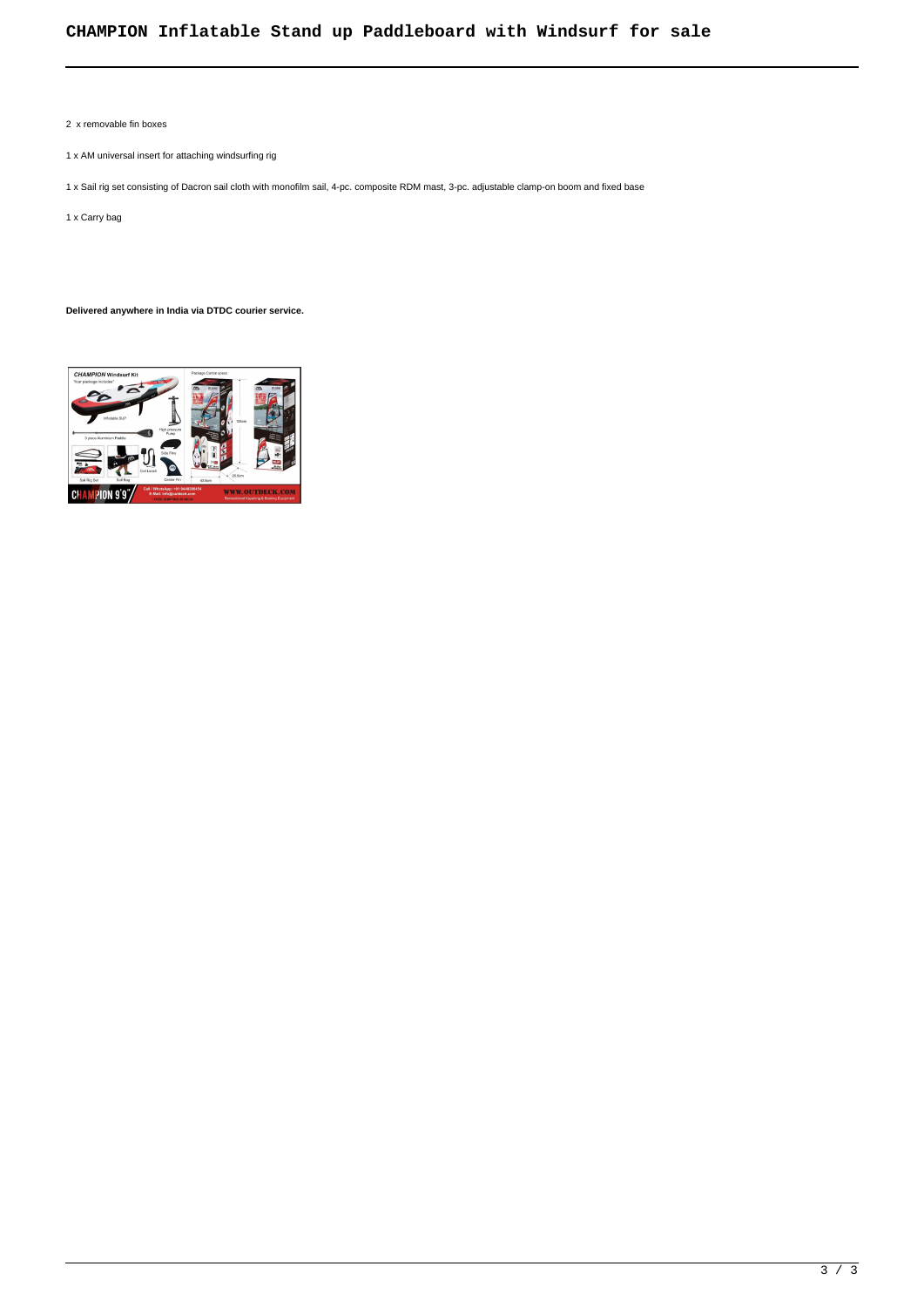2 x removable fin boxes

1 x AM universal insert for attaching windsurfing rig

1 x Sail rig set consisting of Dacron sail cloth with monofilm sail, 4-pc. composite RDM mast, 3-pc. adjustable clamp-on boom and fixed base

1 x Carry bag

**Delivered anywhere in India via DTDC courier service.**